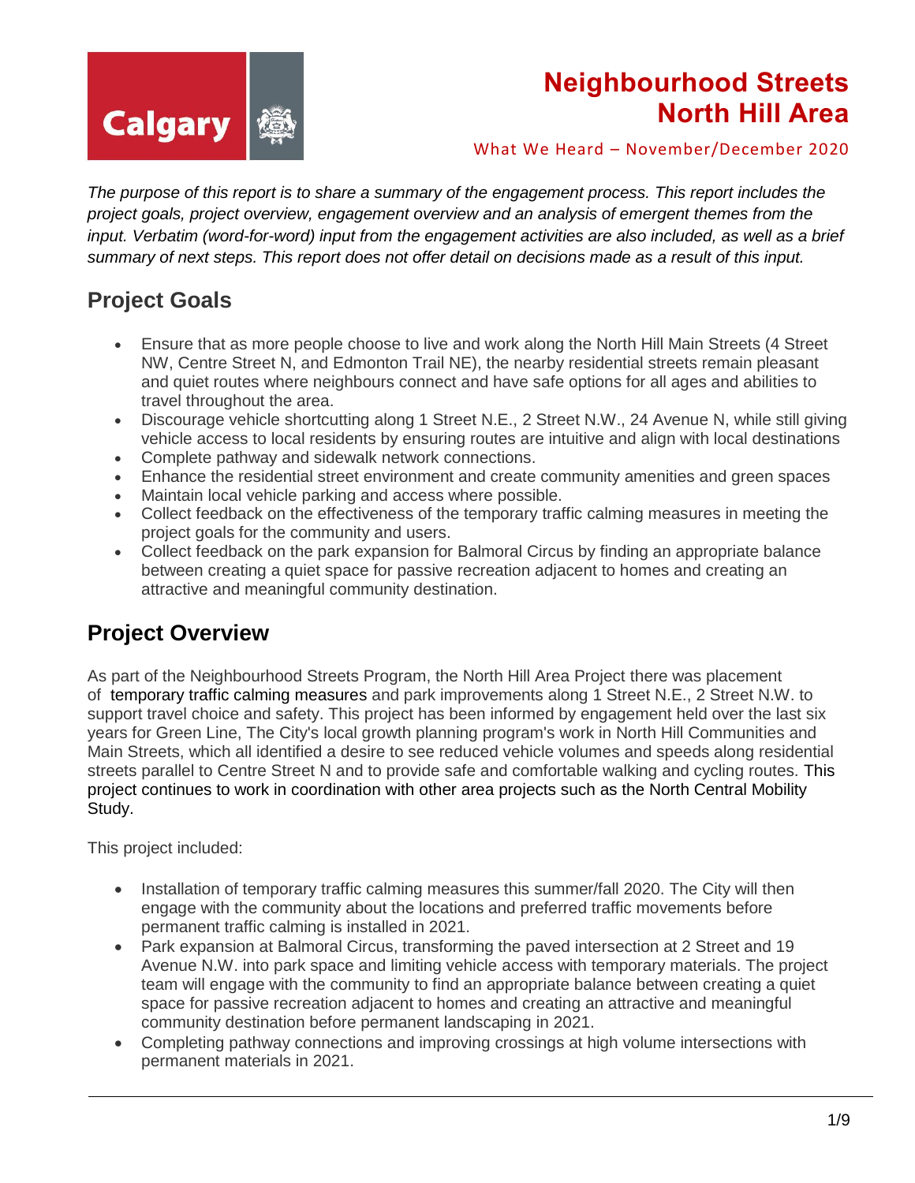# Neighbourhood Streets North Hill Area

What We Heard – November/December 2020

*The purpose of this report is to share a summary of the engagement process. This report includes the project goals, project overview, engagement overview and an analysis of emergent themes from the input. Verbatim (word-for-word) input from the engagement activities are also included, as well as a brief summary of next steps. This report does not offer detail on decisions made as a result of this input.*

## Project Goals

- Ensure that as more people choose to live and work along the North Hill Main Streets (4 Street NW, Centre Street N, and Edmonton Trail NE), the nearby residential streets remain pleasant and quiet routes where neighbours connect and have safe options for all ages and abilities to travel throughout the area.
- Discourage vehicle shortcutting along 1 Street N.E., 2 Street N.W., 24 Avenue N, while still giving vehicle access to local residents by ensuring routes are intuitive and align with local destinations
- Complete pathway and sidewalk network connections.
- Enhance the residential street environment and create community amenities and green spaces
- Maintain local vehicle parking and access where possible.
- Collect feedback on the effectiveness of the temporary traffic calming measures in meeting the project goals for the community and users.
- Collect feedback on the park expansion for Balmoral Circus by finding an appropriate balance between creating a quiet space for passive recreation adjacent to homes and creating an attractive and meaningful community destination.

## Project Overview

As part of the Neighbourhood Streets Program, the North Hill Area Project there was placement of temporary traffic calming measures and park improvements along 1 Street N.E., 2 Street N.W. to support travel choice and safety. This project has been informed by engagement held over the last six years for Green Line, The City's local growth planning program's work in North Hill Communities and Main Streets, which all identified a desire to see reduced vehicle volumes and speeds along residential streets parallel to Centre Street N and to provide safe and comfortable walking and cycling routes. This project continues to work in coordination with other area projects such as the North Central Mobility Study.

This project included:

- Installation of temporary traffic calming measures this summer/fall 2020. The City will then engage with the community about the locations and preferred traffic movements before permanent traffic calming is installed in 2021.
- Park expansion at Balmoral Circus, transforming the paved intersection at 2 Street and 19 Avenue N.W. into park space and limiting vehicle access with temporary materials. The project team will engage with the community to find an appropriate balance between creating a quiet space for passive recreation adjacent to homes and creating an attractive and meaningful community destination before permanent landscaping in 2021.
- Completing pathway connections and improving crossings at high volume intersections with permanent materials in 2021.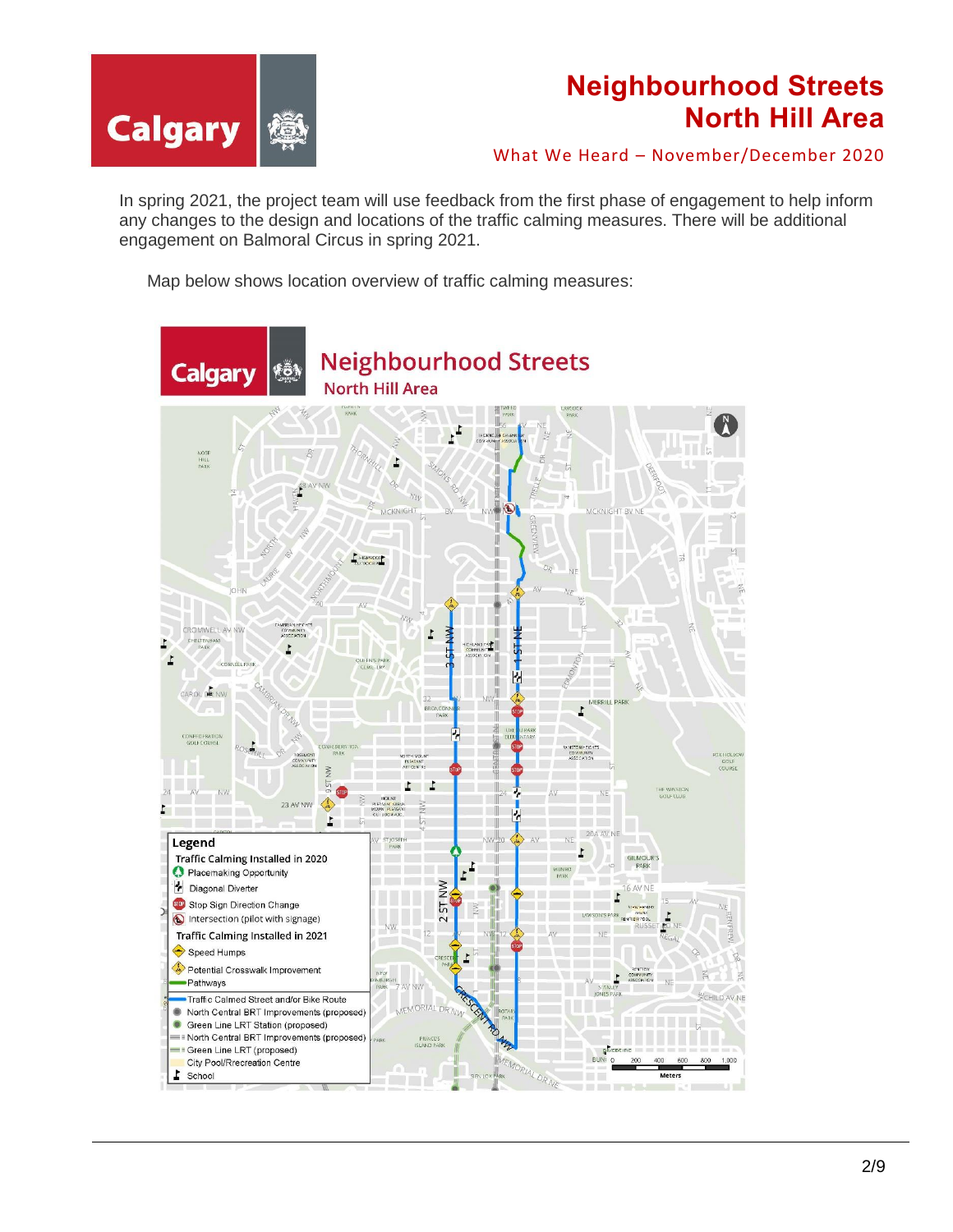In spring 2021, the project team will use feedback from the first phase of engagement to help inform any changes to the design and locations of the traffic calming measures. There will be additional engagement on Balmoral Circus in spring 2021.

Map below shows location overview of traffic calming measures: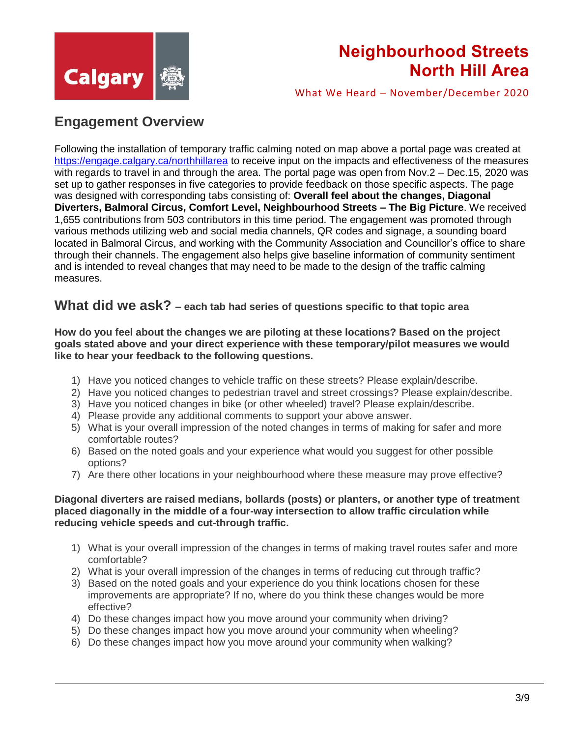# Neighbourhood Streets North Hill Area

What We Heard – November/December 2020

## Engagement Overview

Following the installation of temporary traffic calming noted on map above a portal page was created at https://engage.calgary.ca/northhillarea to receive input on the impacts and effectiveness of the measures with regards to travel in and through the area. The portal page was open from Nov.2 – Dec.15, 2020 was set up to gather responses in five categories to provide feedback on those specific aspects. The page was designed with corresponding tabs consisting of: **Overall feel about the changes, Diagonal Diverters, Balmoral Circus, Comfort Level, Neighbourhood Streets – The Big Picture**. We received 1,655 contributions from 503 contributors in this time period. The engagement was promoted through various methods utilizing web and social media channels, QR codes and signage, a sounding board located in Balmoral Circus, and working with the Community Association and Councillor's office to share through their channels. The engagement also helps give baseline information of community sentiment and is intended to reveal changes that may need to be made to the design of the traffic calming measures.

## What did we ask? – each tab had series of questions specific to that topic area

**How do you feel about the changes we are piloting at these locations? Based on the project goals stated above and your direct experience with these temporary/pilot measures we would like to hear your feedback to the following questions.**

1) Have you noticed changes to vehicle traffic on these streets? Please explain/describe.
2) Have you noticed changes to pedestrian travel and street crossings? Please explain/describe.
3) Have you noticed changes in bike (or other wheeled) travel? Please explain/describe.
4) Please provide any additional comments to support your above answer.
5) What is your overall impression of the noted changes in terms of making for safer and more comfortable routes?
6) Based on the noted goals and your experience what would you suggest for other possible options?
7) Are there other locations in your neighbourhood where these measure may prove effective?

**Diagonal diverters are raised medians, bollards (posts) or planters, or another type of treatment placed diagonally in the middle of a four-way intersection to allow traffic circulation while reducing vehicle speeds and cut-through traffic.**

1) What is your overall impression of the changes in terms of making travel routes safer and more comfortable?
2) What is your overall impression of the changes in terms of reducing cut through traffic?
3) Based on the noted goals and your experience do you think locations chosen for these improvements are appropriate? If no, where do you think these changes would be more effective?
4) Do these changes impact how you move around your community when driving?
5) Do these changes impact how you move around your community when wheeling?
6) Do these changes impact how you move around your community when walking?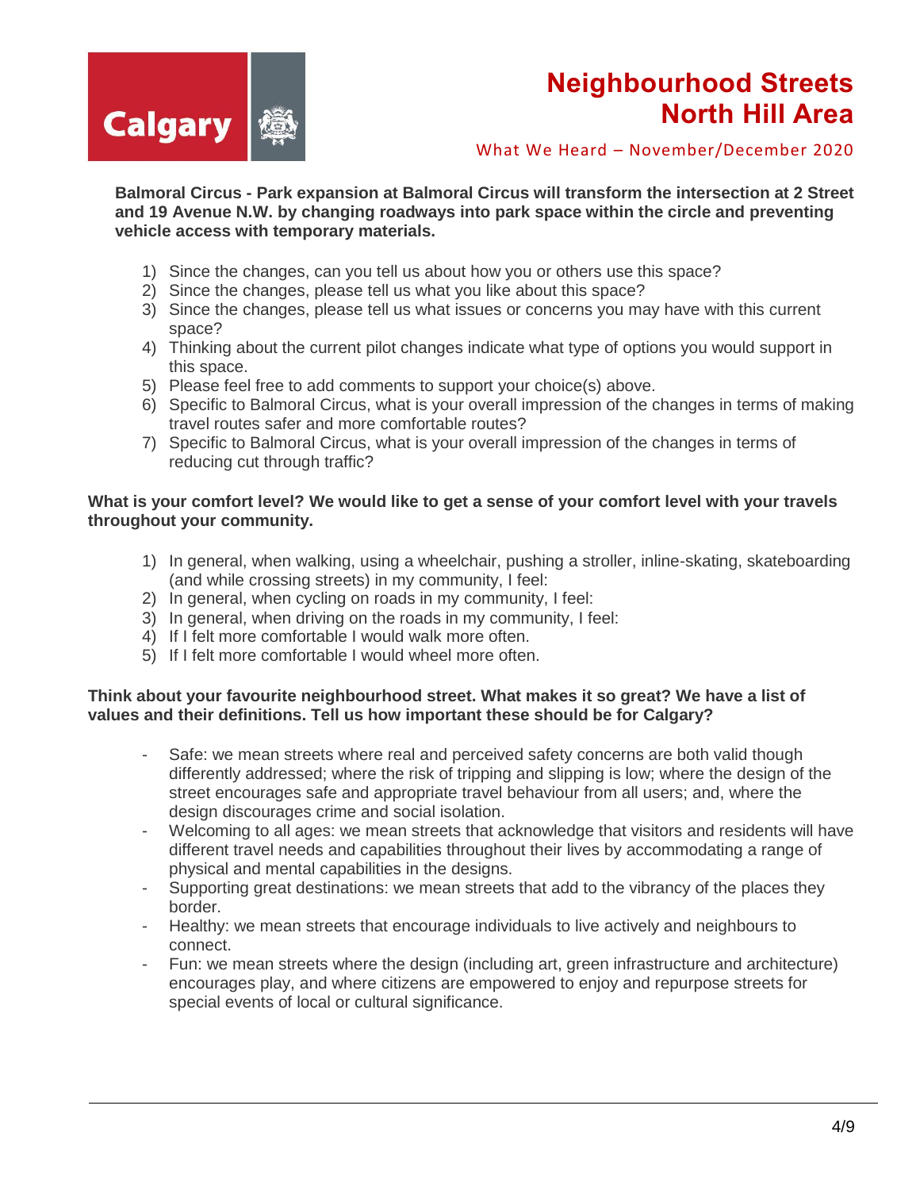**Balmoral Circus - Park expansion at Balmoral Circus will transform the intersection at 2 Street and 19 Avenue N.W. by changing roadways into park space within the circle and preventing vehicle access with temporary materials.**

1) Since the changes, can you tell us about how you or others use this space?
2) Since the changes, please tell us what you like about this space?
3) Since the changes, please tell us what issues or concerns you may have with this current space?
4) Thinking about the current pilot changes indicate what type of options you would support in this space.
5) Please feel free to add comments to support your choice(s) above.
6) Specific to Balmoral Circus, what is your overall impression of the changes in terms of making travel routes safer and more comfortable routes?
7) Specific to Balmoral Circus, what is your overall impression of the changes in terms of reducing cut through traffic?

**What is your comfort level? We would like to get a sense of your comfort level with your travels throughout your community.**

1) In general, when walking, using a wheelchair, pushing a stroller, inline-skating, skateboarding (and while crossing streets) in my community, I feel:
2) In general, when cycling on roads in my community, I feel:
3) In general, when driving on the roads in my community, I feel:
4) If I felt more comfortable I would walk more often.
5) If I felt more comfortable I would wheel more often.

**Think about your favourite neighbourhood street. What makes it so great? We have a list of values and their definitions. Tell us how important these should be for Calgary?**

- Safe: we mean streets where real and perceived safety concerns are both valid though differently addressed; where the risk of tripping and slipping is low; where the design of the street encourages safe and appropriate travel behaviour from all users; and, where the design discourages crime and social isolation.
- Welcoming to all ages: we mean streets that acknowledge that visitors and residents will have different travel needs and capabilities throughout their lives by accommodating a range of physical and mental capabilities in the designs.
- Supporting great destinations: we mean streets that add to the vibrancy of the places they border.
- Healthy: we mean streets that encourage individuals to live actively and neighbours to connect.
- Fun: we mean streets where the design (including art, green infrastructure and architecture) encourages play, and where citizens are empowered to enjoy and repurpose streets for special events of local or cultural significance.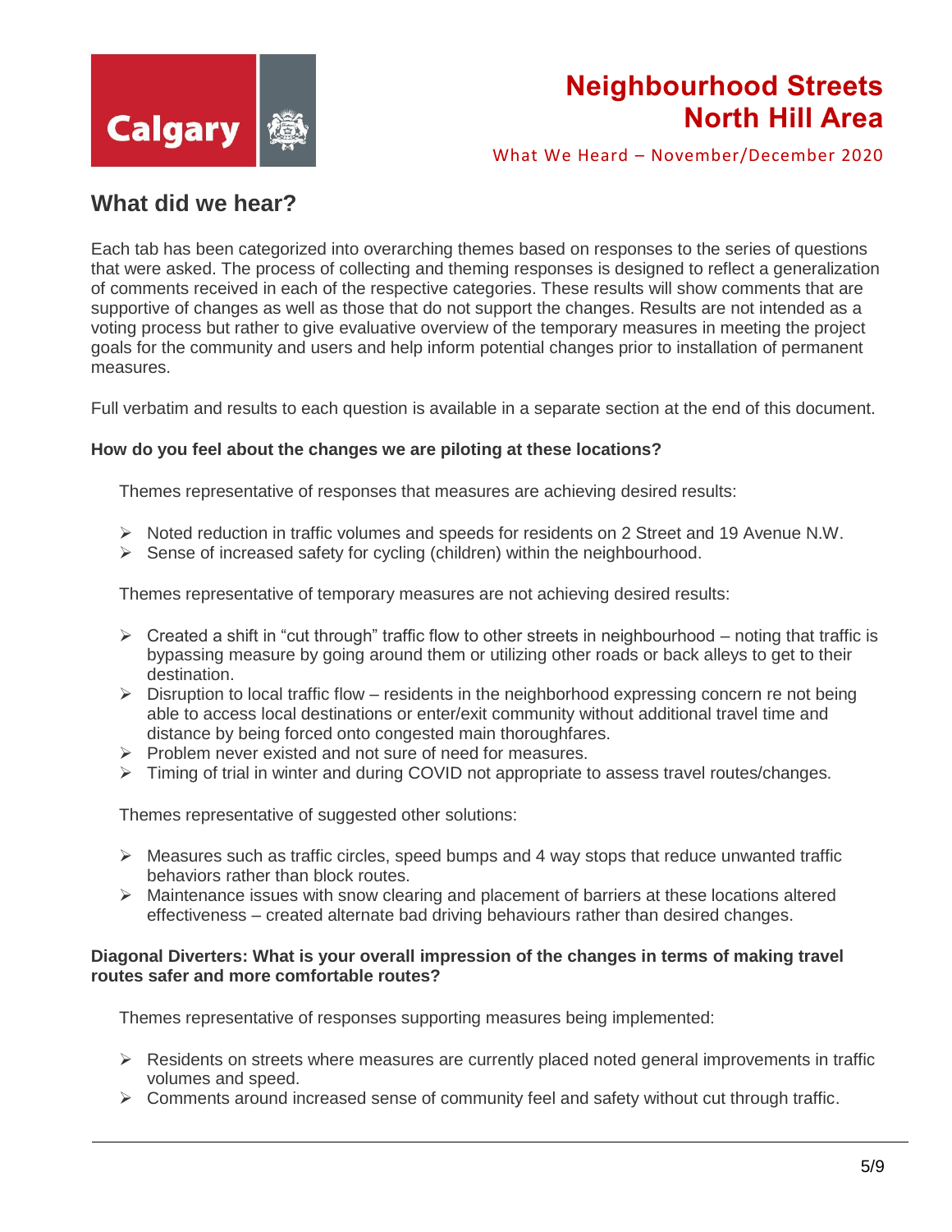## What did we hear?

Each tab has been categorized into overarching themes based on responses to the series of questions that were asked. The process of collecting and theming responses is designed to reflect a generalization of comments received in each of the respective categories. These results will show comments that are supportive of changes as well as those that do not support the changes. Results are not intended as a voting process but rather to give evaluative overview of the temporary measures in meeting the project goals for the community and users and help inform potential changes prior to installation of permanent measures.

Full verbatim and results to each question is available in a separate section at the end of this document.

**How do you feel about the changes we are piloting at these locations?**

Themes representative of responses that measures are achieving desired results:

- Noted reduction in traffic volumes and speeds for residents on 2 Street and 19 Avenue N.W.
- Sense of increased safety for cycling (children) within the neighbourhood.

Themes representative of temporary measures are not achieving desired results:

- Created a shift in "cut through" traffic flow to other streets in neighbourhood – noting that traffic is bypassing measure by going around them or utilizing other roads or back alleys to get to their destination.
- Disruption to local traffic flow – residents in the neighborhood expressing concern re not being able to access local destinations or enter/exit community without additional travel time and distance by being forced onto congested main thoroughfares.
- Problem never existed and not sure of need for measures.
- Timing of trial in winter and during COVID not appropriate to assess travel routes/changes.

Themes representative of suggested other solutions:

- Measures such as traffic circles, speed bumps and 4 way stops that reduce unwanted traffic behaviors rather than block routes.
- Maintenance issues with snow clearing and placement of barriers at these locations altered effectiveness – created alternate bad driving behaviours rather than desired changes.

**Diagonal Diverters: What is your overall impression of the changes in terms of making travel routes safer and more comfortable routes?**

Themes representative of responses supporting measures being implemented:

- Residents on streets where measures are currently placed noted general improvements in traffic volumes and speed.
- Comments around increased sense of community feel and safety without cut through traffic.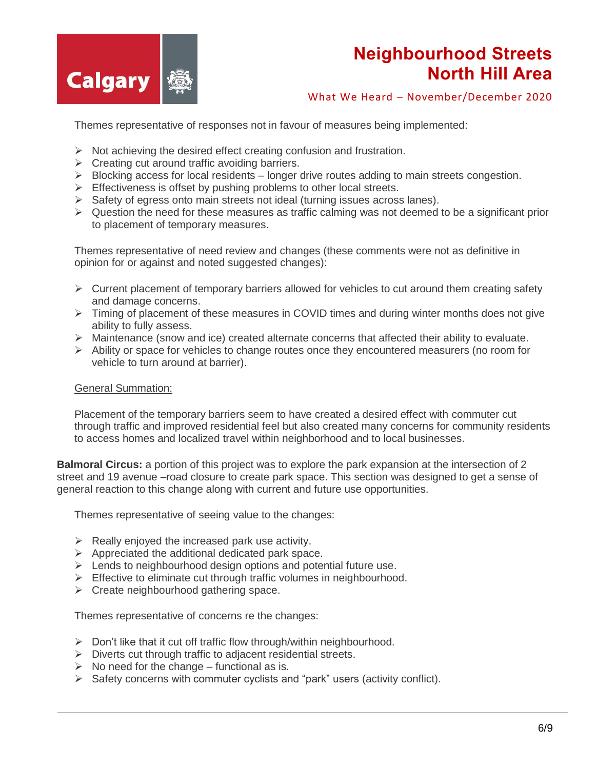Themes representative of responses not in favour of measures being implemented:

- Not achieving the desired effect creating confusion and frustration.
- Creating cut around traffic avoiding barriers.
- Blocking access for local residents – longer drive routes adding to main streets congestion.
- Effectiveness is offset by pushing problems to other local streets.
- Safety of egress onto main streets not ideal (turning issues across lanes).
- Question the need for these measures as traffic calming was not deemed to be a significant prior to placement of temporary measures.

Themes representative of need review and changes (these comments were not as definitive in opinion for or against and noted suggested changes):

- Current placement of temporary barriers allowed for vehicles to cut around them creating safety and damage concerns.
- Timing of placement of these measures in COVID times and during winter months does not give ability to fully assess.
- Maintenance (snow and ice) created alternate concerns that affected their ability to evaluate.
- Ability or space for vehicles to change routes once they encountered measurers (no room for vehicle to turn around at barrier).

General Summation:

Placement of the temporary barriers seem to have created a desired effect with commuter cut through traffic and improved residential feel but also created many concerns for community residents to access homes and localized travel within neighborhood and to local businesses.

**Balmoral Circus:** a portion of this project was to explore the park expansion at the intersection of 2 street and 19 avenue –road closure to create park space. This section was designed to get a sense of general reaction to this change along with current and future use opportunities.

Themes representative of seeing value to the changes:

- Really enjoyed the increased park use activity.
- Appreciated the additional dedicated park space.
- Lends to neighbourhood design options and potential future use.
- Effective to eliminate cut through traffic volumes in neighbourhood.
- Create neighbourhood gathering space.

Themes representative of concerns re the changes:

- Don't like that it cut off traffic flow through/within neighbourhood.
- Diverts cut through traffic to adjacent residential streets.
- No need for the change – functional as is.
- Safety concerns with commuter cyclists and "park" users (activity conflict).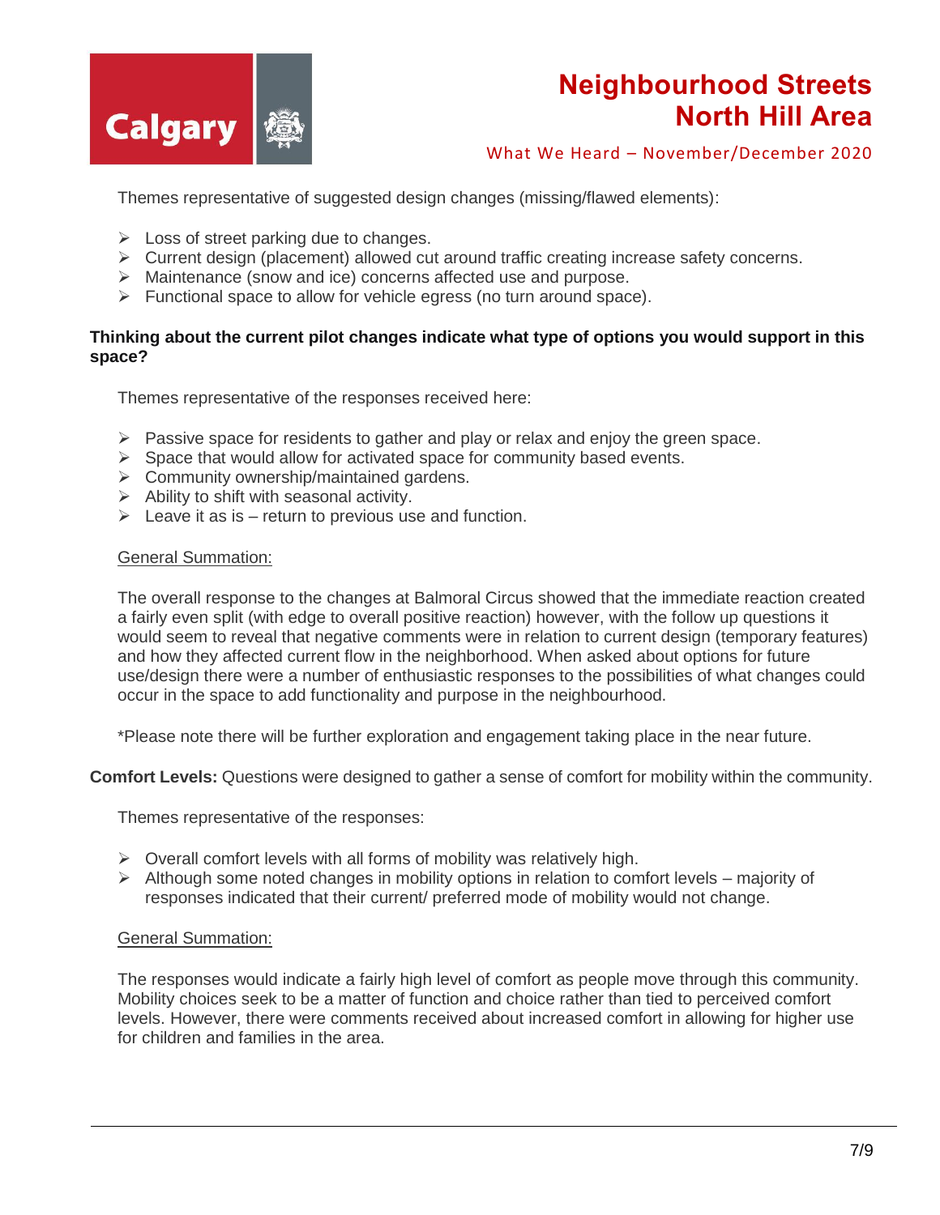Themes representative of suggested design changes (missing/flawed elements):

- Loss of street parking due to changes.
- Current design (placement) allowed cut around traffic creating increase safety concerns.
- Maintenance (snow and ice) concerns affected use and purpose.
- Functional space to allow for vehicle egress (no turn around space).

**Thinking about the current pilot changes indicate what type of options you would support in this space?**

Themes representative of the responses received here:

- Passive space for residents to gather and play or relax and enjoy the green space.
- Space that would allow for activated space for community based events.
- Community ownership/maintained gardens.
- Ability to shift with seasonal activity.
- Leave it as is – return to previous use and function.

<u>General Summation:</u>

The overall response to the changes at Balmoral Circus showed that the immediate reaction created a fairly even split (with edge to overall positive reaction) however, with the follow up questions it would seem to reveal that negative comments were in relation to current design (temporary features) and how they affected current flow in the neighborhood. When asked about options for future use/design there were a number of enthusiastic responses to the possibilities of what changes could occur in the space to add functionality and purpose in the neighbourhood.

*Please note there will be further exploration and engagement taking place in the near future.

**Comfort Levels:** Questions were designed to gather a sense of comfort for mobility within the community.

Themes representative of the responses:

- Overall comfort levels with all forms of mobility was relatively high.
- Although some noted changes in mobility options in relation to comfort levels – majority of responses indicated that their current/ preferred mode of mobility would not change.

<u>General Summation:</u>

The responses would indicate a fairly high level of comfort as people move through this community. Mobility choices seek to be a matter of function and choice rather than tied to perceived comfort levels. However, there were comments received about increased comfort in allowing for higher use for children and families in the area.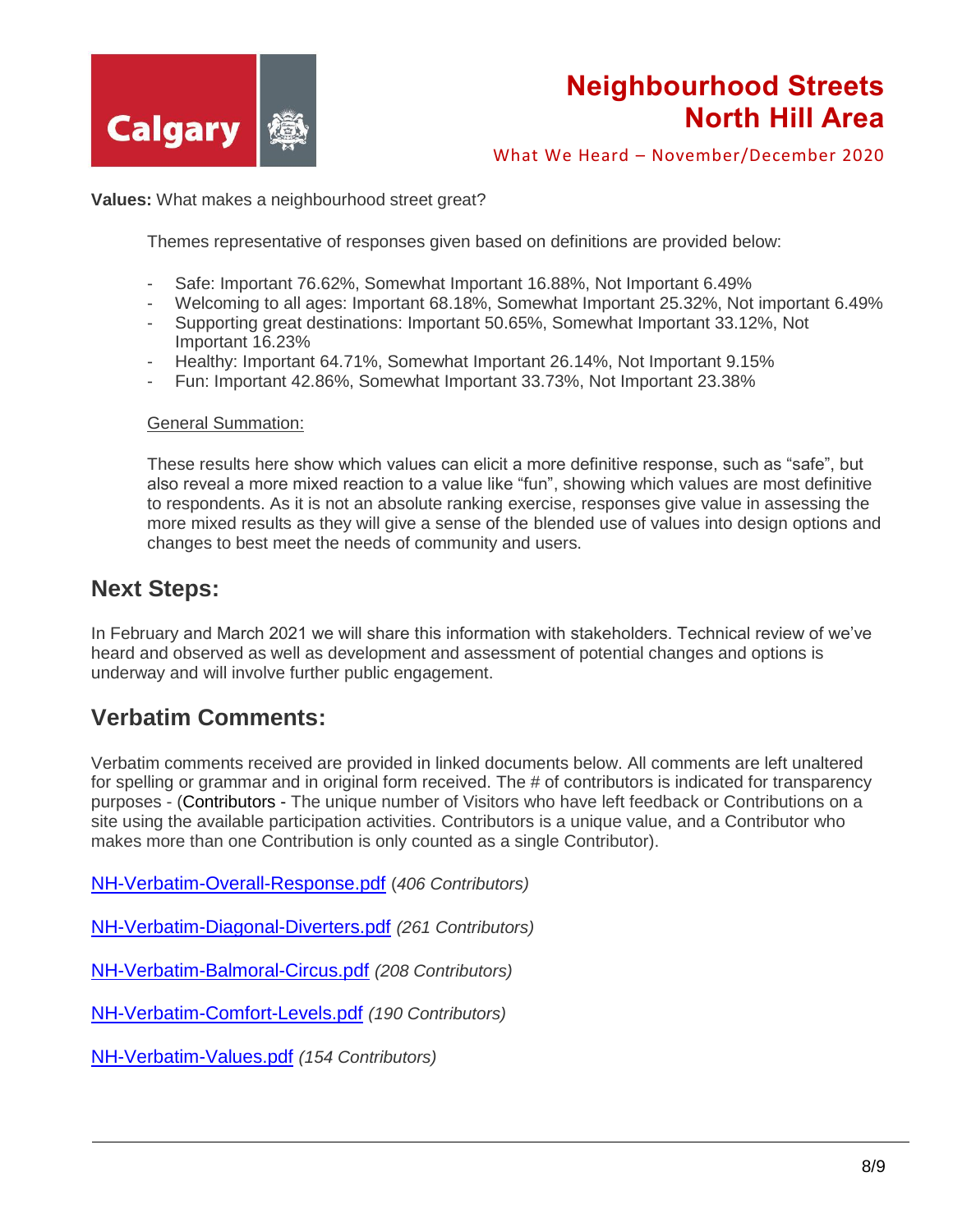**Values:** What makes a neighbourhood street great?

Themes representative of responses given based on definitions are provided below:

- Safe: Important 76.62%, Somewhat Important 16.88%, Not Important 6.49%
- Welcoming to all ages: Important 68.18%, Somewhat Important 25.32%, Not important 6.49%
- Supporting great destinations: Important 50.65%, Somewhat Important 33.12%, Not Important 16.23%
- Healthy: Important 64.71%, Somewhat Important 26.14%, Not Important 9.15%
- Fun: Important 42.86%, Somewhat Important 33.73%, Not Important 23.38%

General Summation:

These results here show which values can elicit a more definitive response, such as "safe", but also reveal a more mixed reaction to a value like "fun", showing which values are most definitive to respondents. As it is not an absolute ranking exercise, responses give value in assessing the more mixed results as they will give a sense of the blended use of values into design options and changes to best meet the needs of community and users.

## Next Steps:

In February and March 2021 we will share this information with stakeholders. Technical review of we've heard and observed as well as development and assessment of potential changes and options is underway and will involve further public engagement.

## Verbatim Comments:

Verbatim comments received are provided in linked documents below. All comments are left unaltered for spelling or grammar and in original form received. The # of contributors is indicated for transparency purposes - (Contributors - The unique number of Visitors who have left feedback or Contributions on a site using the available participation activities. Contributors is a unique value, and a Contributor who makes more than one Contribution is only counted as a single Contributor).

NH-Verbatim-Overall-Response.pdf (*406 Contributors)*

NH-Verbatim-Diagonal-Diverters.pdf *(261 Contributors)*

NH-Verbatim-Balmoral-Circus.pdf *(208 Contributors)*

NH-Verbatim-Comfort-Levels.pdf *(190 Contributors)*

NH-Verbatim-Values.pdf *(154 Contributors)*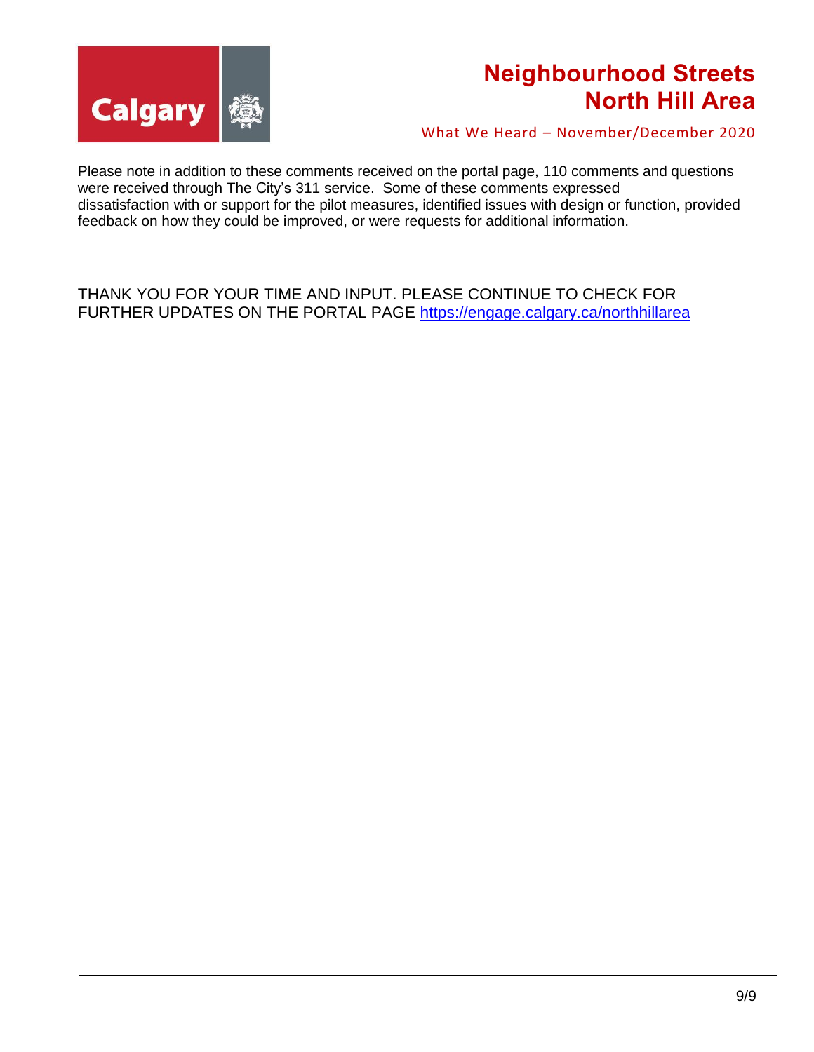Please note in addition to these comments received on the portal page, 110 comments and questions were received through The City's 311 service. Some of these comments expressed dissatisfaction with or support for the pilot measures, identified issues with design or function, provided feedback on how they could be improved, or were requests for additional information.

THANK YOU FOR YOUR TIME AND INPUT. PLEASE CONTINUE TO CHECK FOR FURTHER UPDATES ON THE PORTAL PAGE https://engage.calgary.ca/northhillarea